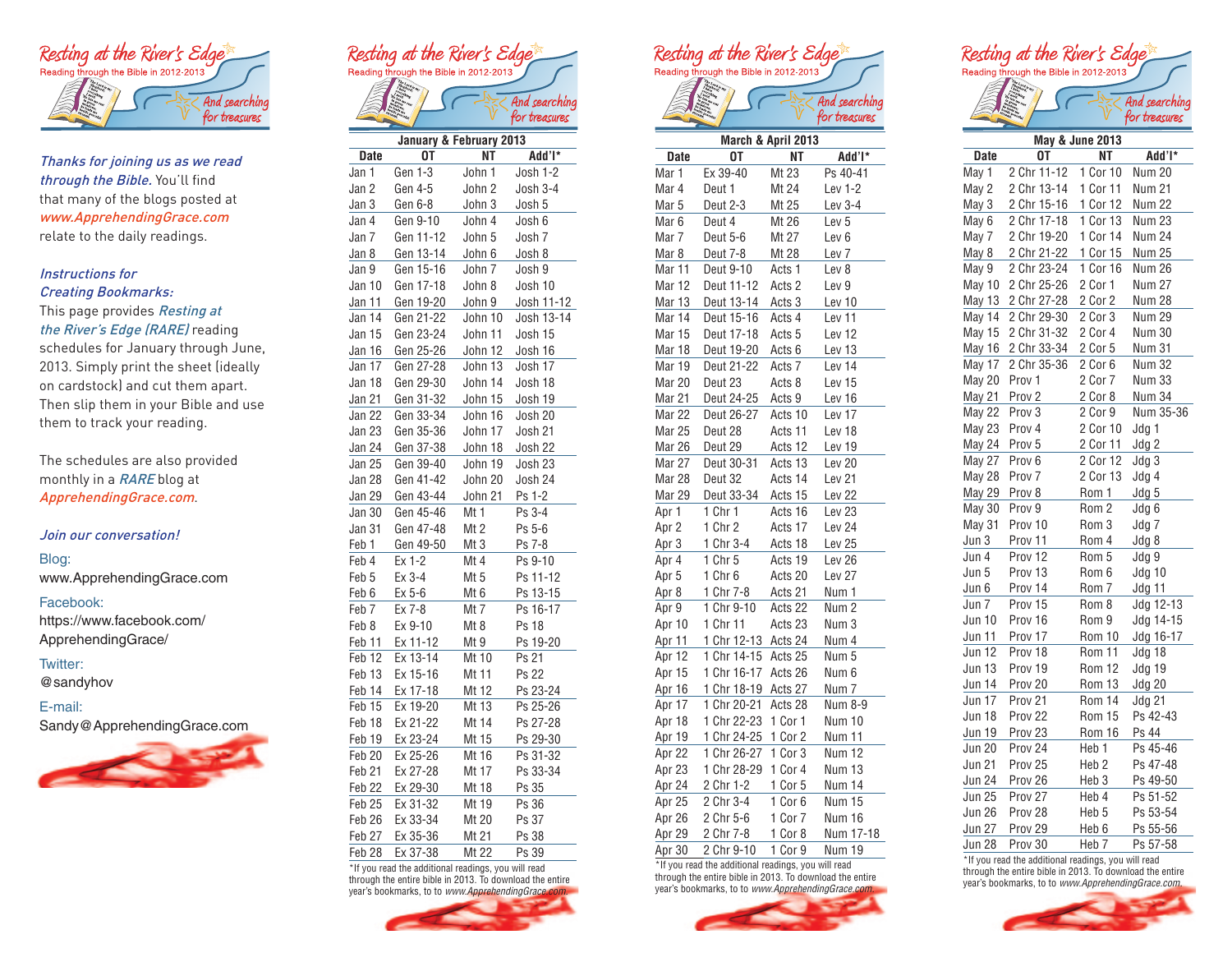## Resting at the River's Edge

Reading through the Bible in 2012-2013

*And searching for treasures*

*Thanks for joining us as we read through the Bible.* You'll find that many of the blogs posted at *www.ApprehendingGrace.com* relate to the daily readings.

*Instructions for Creating Bookmarks:*
This page provides *Resting at the River's Edge (RARE)* reading schedules for January through June, 2013. Simply print the sheet (ideally on cardstock) and cut them apart. Then slip them in your Bible and use them to track your reading.

The schedules are also provided monthly in a *RARE* blog at *ApprehendingGrace.com*.

*Join our conversation!*

Blog:
www.ApprehendingGrace.com

Facebook:
https://www.facebook.com/ApprehendingGrace/

Twitter:
@sandyhov

E-mail:
Sandy@ApprehendingGrace.com

## Resting at the River's Edge

Reading through the Bible in 2012-2013

*And searching for treasures*

**January & February 2013**

| Date | OT | NT | Add'l* |
|---|---|---|---|
| Jan 1 | Gen 1-3 | John 1 | Josh 1-2 |
| Jan 2 | Gen 4-5 | John 2 | Josh 3-4 |
| Jan 3 | Gen 6-8 | John 3 | Josh 5 |
| Jan 4 | Gen 9-10 | John 4 | Josh 6 |
| Jan 7 | Gen 11-12 | John 5 | Josh 7 |
| Jan 8 | Gen 13-14 | John 6 | Josh 8 |
| Jan 9 | Gen 15-16 | John 7 | Josh 9 |
| Jan 10 | Gen 17-18 | John 8 | Josh 10 |
| Jan 11 | Gen 19-20 | John 9 | Josh 11-12 |
| Jan 14 | Gen 21-22 | John 10 | Josh 13-14 |
| Jan 15 | Gen 23-24 | John 11 | Josh 15 |
| Jan 16 | Gen 25-26 | John 12 | Josh 16 |
| Jan 17 | Gen 27-28 | John 13 | Josh 17 |
| Jan 18 | Gen 29-30 | John 14 | Josh 18 |
| Jan 21 | Gen 31-32 | John 15 | Josh 19 |
| Jan 22 | Gen 33-34 | John 16 | Josh 20 |
| Jan 23 | Gen 35-36 | John 17 | Josh 21 |
| Jan 24 | Gen 37-38 | John 18 | Josh 22 |
| Jan 25 | Gen 39-40 | John 19 | Josh 23 |
| Jan 28 | Gen 41-42 | John 20 | Josh 24 |
| Jan 29 | Gen 43-44 | John 21 | Ps 1-2 |
| Jan 30 | Gen 45-46 | Mt 1 | Ps 3-4 |
| Jan 31 | Gen 47-48 | Mt 2 | Ps 5-6 |
| Feb 1 | Gen 49-50 | Mt 3 | Ps 7-8 |
| Feb 4 | Ex 1-2 | Mt 4 | Ps 9-10 |
| Feb 5 | Ex 3-4 | Mt 5 | Ps 11-12 |
| Feb 6 | Ex 5-6 | Mt 6 | Ps 13-15 |
| Feb 7 | Ex 7-8 | Mt 7 | Ps 16-17 |
| Feb 8 | Ex 9-10 | Mt 8 | Ps 18 |
| Feb 11 | Ex 11-12 | Mt 9 | Ps 19-20 |
| Feb 12 | Ex 13-14 | Mt 10 | Ps 21 |
| Feb 13 | Ex 15-16 | Mt 11 | Ps 22 |
| Feb 14 | Ex 17-18 | Mt 12 | Ps 23-24 |
| Feb 15 | Ex 19-20 | Mt 13 | Ps 25-26 |
| Feb 18 | Ex 21-22 | Mt 14 | Ps 27-28 |
| Feb 19 | Ex 23-24 | Mt 15 | Ps 29-30 |
| Feb 20 | Ex 25-26 | Mt 16 | Ps 31-32 |
| Feb 21 | Ex 27-28 | Mt 17 | Ps 33-34 |
| Feb 22 | Ex 29-30 | Mt 18 | Ps 35 |
| Feb 25 | Ex 31-32 | Mt 19 | Ps 36 |
| Feb 26 | Ex 33-34 | Mt 20 | Ps 37 |
| Feb 27 | Ex 35-36 | Mt 21 | Ps 38 |
| Feb 28 | Ex 37-38 | Mt 22 | Ps 39 |

*If you read the additional readings, you will read through the entire bible in 2013. To download the entire year's bookmarks, to to *www.ApprehendingGrace.com.*

## Resting at the River's Edge

Reading through the Bible in 2012-2013

*And searching for treasures*

**March & April 2013**

| Date | OT | NT | Add'l* |
|---|---|---|---|
| Mar 1 | Ex 39-40 | Mt 23 | Ps 40-41 |
| Mar 4 | Deut 1 | Mt 24 | Lev 1-2 |
| Mar 5 | Deut 2-3 | Mt 25 | Lev 3-4 |
| Mar 6 | Deut 4 | Mt 26 | Lev 5 |
| Mar 7 | Deut 5-6 | Mt 27 | Lev 6 |
| Mar 8 | Deut 7-8 | Mt 28 | Lev 7 |
| Mar 11 | Deut 9-10 | Acts 1 | Lev 8 |
| Mar 12 | Deut 11-12 | Acts 2 | Lev 9 |
| Mar 13 | Deut 13-14 | Acts 3 | Lev 10 |
| Mar 14 | Deut 15-16 | Acts 4 | Lev 11 |
| Mar 15 | Deut 17-18 | Acts 5 | Lev 12 |
| Mar 18 | Deut 19-20 | Acts 6 | Lev 13 |
| Mar 19 | Deut 21-22 | Acts 7 | Lev 14 |
| Mar 20 | Deut 23 | Acts 8 | Lev 15 |
| Mar 21 | Deut 24-25 | Acts 9 | Lev 16 |
| Mar 22 | Deut 26-27 | Acts 10 | Lev 17 |
| Mar 25 | Deut 28 | Acts 11 | Lev 18 |
| Mar 26 | Deut 29 | Acts 12 | Lev 19 |
| Mar 27 | Deut 30-31 | Acts 13 | Lev 20 |
| Mar 28 | Deut 32 | Acts 14 | Lev 21 |
| Mar 29 | Deut 33-34 | Acts 15 | Lev 22 |
| Apr 1 | 1 Chr 1 | Acts 16 | Lev 23 |
| Apr 2 | 1 Chr 2 | Acts 17 | Lev 24 |
| Apr 3 | 1 Chr 3-4 | Acts 18 | Lev 25 |
| Apr 4 | 1 Chr 5 | Acts 19 | Lev 26 |
| Apr 5 | 1 Chr 6 | Acts 20 | Lev 27 |
| Apr 8 | 1 Chr 7-8 | Acts 21 | Num 1 |
| Apr 9 | 1 Chr 9-10 | Acts 22 | Num 2 |
| Apr 10 | 1 Chr 11 | Acts 23 | Num 3 |
| Apr 11 | 1 Chr 12-13 | Acts 24 | Num 4 |
| Apr 12 | 1 Chr 14-15 | Acts 25 | Num 5 |
| Apr 15 | 1 Chr 16-17 | Acts 26 | Num 6 |
| Apr 16 | 1 Chr 18-19 | Acts 27 | Num 7 |
| Apr 17 | 1 Chr 20-21 | Acts 28 | Num 8-9 |
| Apr 18 | 1 Chr 22-23 | 1 Cor 1 | Num 10 |
| Apr 19 | 1 Chr 24-25 | 1 Cor 2 | Num 11 |
| Apr 22 | 1 Chr 26-27 | 1 Cor 3 | Num 12 |
| Apr 23 | 1 Chr 28-29 | 1 Cor 4 | Num 13 |
| Apr 24 | 2 Chr 1-2 | 1 Cor 5 | Num 14 |
| Apr 25 | 2 Chr 3-4 | 1 Cor 6 | Num 15 |
| Apr 26 | 2 Chr 5-6 | 1 Cor 7 | Num 16 |
| Apr 29 | 2 Chr 7-8 | 1 Cor 8 | Num 17-18 |
| Apr 30 | 2 Chr 9-10 | 1 Cor 9 | Num 19 |

*If you read the additional readings, you will read through the entire bible in 2013. To download the entire year's bookmarks, to to *www.ApprehendingGrace.com.*

## Resting at the River's Edge

Reading through the Bible in 2012-2013

*And searching for treasures*

**May & June 2013**

| Date | OT | NT | Add'l* |
|---|---|---|---|
| May 1 | 2 Chr 11-12 | 1 Cor 10 | Num 20 |
| May 2 | 2 Chr 13-14 | 1 Cor 11 | Num 21 |
| May 3 | 2 Chr 15-16 | 1 Cor 12 | Num 22 |
| May 6 | 2 Chr 17-18 | 1 Cor 13 | Num 23 |
| May 7 | 2 Chr 19-20 | 1 Cor 14 | Num 24 |
| May 8 | 2 Chr 21-22 | 1 Cor 15 | Num 25 |
| May 9 | 2 Chr 23-24 | 1 Cor 16 | Num 26 |
| May 10 | 2 Chr 25-26 | 2 Cor 1 | Num 27 |
| May 13 | 2 Chr 27-28 | 2 Cor 2 | Num 28 |
| May 14 | 2 Chr 29-30 | 2 Cor 3 | Num 29 |
| May 15 | 2 Chr 31-32 | 2 Cor 4 | Num 30 |
| May 16 | 2 Chr 33-34 | 2 Cor 5 | Num 31 |
| May 17 | 2 Chr 35-36 | 2 Cor 6 | Num 32 |
| May 20 | Prov 1 | 2 Cor 7 | Num 33 |
| May 21 | Prov 2 | 2 Cor 8 | Num 34 |
| May 22 | Prov 3 | 2 Cor 9 | Num 35-36 |
| May 23 | Prov 4 | 2 Cor 10 | Jdg 1 |
| May 24 | Prov 5 | 2 Cor 11 | Jdg 2 |
| May 27 | Prov 6 | 2 Cor 12 | Jdg 3 |
| May 28 | Prov 7 | 2 Cor 13 | Jdg 4 |
| May 29 | Prov 8 | Rom 1 | Jdg 5 |
| May 30 | Prov 9 | Rom 2 | Jdg 6 |
| May 31 | Prov 10 | Rom 3 | Jdg 7 |
| Jun 3 | Prov 11 | Rom 4 | Jdg 8 |
| Jun 4 | Prov 12 | Rom 5 | Jdg 9 |
| Jun 5 | Prov 13 | Rom 6 | Jdg 10 |
| Jun 6 | Prov 14 | Rom 7 | Jdg 11 |
| Jun 7 | Prov 15 | Rom 8 | Jdg 12-13 |
| Jun 10 | Prov 16 | Rom 9 | Jdg 14-15 |
| Jun 11 | Prov 17 | Rom 10 | Jdg 16-17 |
| Jun 12 | Prov 18 | Rom 11 | Jdg 18 |
| Jun 13 | Prov 19 | Rom 12 | Jdg 19 |
| Jun 14 | Prov 20 | Rom 13 | Jdg 20 |
| Jun 17 | Prov 21 | Rom 14 | Jdg 21 |
| Jun 18 | Prov 22 | Rom 15 | Ps 42-43 |
| Jun 19 | Prov 23 | Rom 16 | Ps 44 |
| Jun 20 | Prov 24 | Heb 1 | Ps 45-46 |
| Jun 21 | Prov 25 | Heb 2 | Ps 47-48 |
| Jun 24 | Prov 26 | Heb 3 | Ps 49-50 |
| Jun 25 | Prov 27 | Heb 4 | Ps 51-52 |
| Jun 26 | Prov 28 | Heb 5 | Ps 53-54 |
| Jun 27 | Prov 29 | Heb 6 | Ps 55-56 |
| Jun 28 | Prov 30 | Heb 7 | Ps 57-58 |

*If you read the additional readings, you will read through the entire bible in 2013. To download the entire year's bookmarks, to to *www.ApprehendingGrace.com.*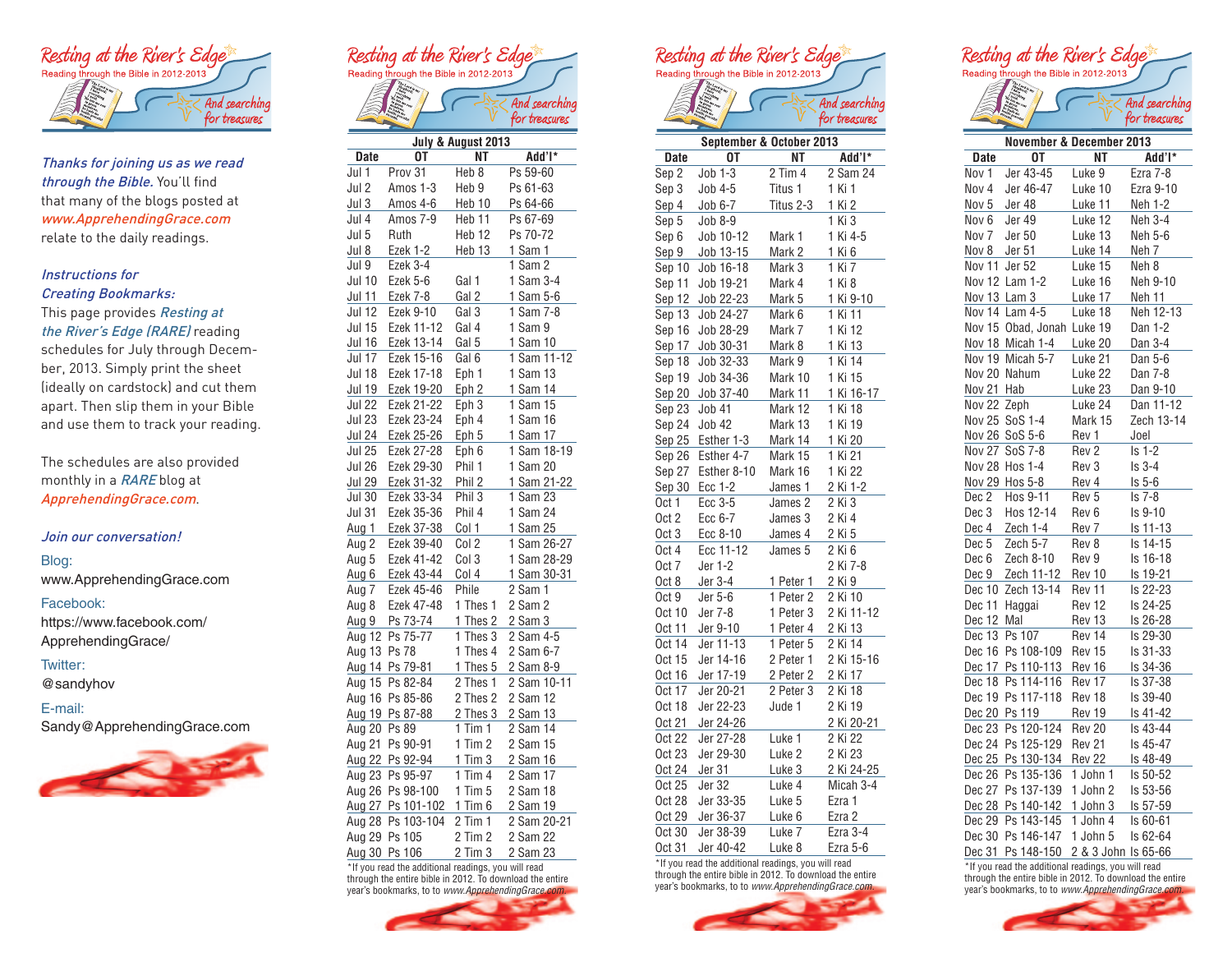## Resting at the River's Edge

Reading through the Bible in 2012-2013

And searching for treasures

*Thanks for joining us as we read through the Bible.* You'll find that many of the blogs posted at *www.ApprehendingGrace.com* relate to the daily readings.

*Instructions for Creating Bookmarks:*

This page provides *Resting at the River's Edge (RARE)* reading schedules for July through December, 2013. Simply print the sheet (ideally on cardstock) and cut them apart. Then slip them in your Bible and use them to track your reading.

The schedules are also provided monthly in a *RARE* blog at *ApprehendingGrace.com*.

*Join our conversation!*

Blog:
www.ApprehendingGrace.com

Facebook:
https://www.facebook.com/ApprehendingGrace/

Twitter:
@sandyhov

E-mail:
Sandy@ApprehendingGrace.com

## Resting at the River's Edge

Reading through the Bible in 2012-2013

And searching for treasures

**July & August 2013**

| Date | OT | NT | Add'l* |
|---|---|---|---|
| Jul 1 | Prov 31 | Heb 8 | Ps 59-60 |
| Jul 2 | Amos 1-3 | Heb 9 | Ps 61-63 |
| Jul 3 | Amos 4-6 | Heb 10 | Ps 64-66 |
| Jul 4 | Amos 7-9 | Heb 11 | Ps 67-69 |
| Jul 5 | Ruth | Heb 12 | Ps 70-72 |
| Jul 8 | Ezek 1-2 | Heb 13 | 1 Sam 1 |
| Jul 9 | Ezek 3-4 | | 1 Sam 2 |
| Jul 10 | Ezek 5-6 | Gal 1 | 1 Sam 3-4 |
| Jul 11 | Ezek 7-8 | Gal 2 | 1 Sam 5-6 |
| Jul 12 | Ezek 9-10 | Gal 3 | 1 Sam 7-8 |
| Jul 15 | Ezek 11-12 | Gal 4 | 1 Sam 9 |
| Jul 16 | Ezek 13-14 | Gal 5 | 1 Sam 10 |
| Jul 17 | Ezek 15-16 | Gal 6 | 1 Sam 11-12 |
| Jul 18 | Ezek 17-18 | Eph 1 | 1 Sam 13 |
| Jul 19 | Ezek 19-20 | Eph 2 | 1 Sam 14 |
| Jul 22 | Ezek 21-22 | Eph 3 | 1 Sam 15 |
| Jul 23 | Ezek 23-24 | Eph 4 | 1 Sam 16 |
| Jul 24 | Ezek 25-26 | Eph 5 | 1 Sam 17 |
| Jul 25 | Ezek 27-28 | Eph 6 | 1 Sam 18-19 |
| Jul 26 | Ezek 29-30 | Phil 1 | 1 Sam 20 |
| Jul 29 | Ezek 31-32 | Phil 2 | 1 Sam 21-22 |
| Jul 30 | Ezek 33-34 | Phil 3 | 1 Sam 23 |
| Jul 31 | Ezek 35-36 | Phil 4 | 1 Sam 24 |
| Aug 1 | Ezek 37-38 | Col 1 | 1 Sam 25 |
| Aug 2 | Ezek 39-40 | Col 2 | 1 Sam 26-27 |
| Aug 5 | Ezek 41-42 | Col 3 | 1 Sam 28-29 |
| Aug 6 | Ezek 43-44 | Col 4 | 1 Sam 30-31 |
| Aug 7 | Ezek 45-46 | Phile | 2 Sam 1 |
| Aug 8 | Ezek 47-48 | 1 Thes 1 | 2 Sam 2 |
| Aug 9 | Ps 73-74 | 1 Thes 2 | 2 Sam 3 |
| Aug 12 | Ps 75-77 | 1 Thes 3 | 2 Sam 4-5 |
| Aug 13 | Ps 78 | 1 Thes 4 | 2 Sam 6-7 |
| Aug 14 | Ps 79-81 | 1 Thes 5 | 2 Sam 8-9 |
| Aug 15 | Ps 82-84 | 2 Thes 1 | 2 Sam 10-11 |
| Aug 16 | Ps 85-86 | 2 Thes 2 | 2 Sam 12 |
| Aug 19 | Ps 87-88 | 2 Thes 3 | 2 Sam 13 |
| Aug 20 | Ps 89 | 1 Tim 1 | 2 Sam 14 |
| Aug 21 | Ps 90-91 | 1 Tim 2 | 2 Sam 15 |
| Aug 22 | Ps 92-94 | 1 Tim 3 | 2 Sam 16 |
| Aug 23 | Ps 95-97 | 1 Tim 4 | 2 Sam 17 |
| Aug 26 | Ps 98-100 | 1 Tim 5 | 2 Sam 18 |
| Aug 27 | Ps 101-102 | 1 Tim 6 | 2 Sam 19 |
| Aug 28 | Ps 103-104 | 2 Tim 1 | 2 Sam 20-21 |
| Aug 29 | Ps 105 | 2 Tim 2 | 2 Sam 22 |
| Aug 30 | Ps 106 | 2 Tim 3 | 2 Sam 23 |

*If you read the additional readings, you will read through the entire bible in 2012. To download the entire year's bookmarks, to to *www.ApprehendingGrace.com.*

## Resting at the River's Edge

Reading through the Bible in 2012-2013

And searching for treasures

**September & October 2013**

| Date | OT | NT | Add'l* |
|---|---|---|---|
| Sep 2 | Job 1-3 | 2 Tim 4 | 2 Sam 24 |
| Sep 3 | Job 4-5 | Titus 1 | 1 Ki 1 |
| Sep 4 | Job 6-7 | Titus 2-3 | 1 Ki 2 |
| Sep 5 | Job 8-9 | | 1 Ki 3 |
| Sep 6 | Job 10-12 | Mark 1 | 1 Ki 4-5 |
| Sep 9 | Job 13-15 | Mark 2 | 1 Ki 6 |
| Sep 10 | Job 16-18 | Mark 3 | 1 Ki 7 |
| Sep 11 | Job 19-21 | Mark 4 | 1 Ki 8 |
| Sep 12 | Job 22-23 | Mark 5 | 1 Ki 9-10 |
| Sep 13 | Job 24-27 | Mark 6 | 1 Ki 11 |
| Sep 16 | Job 28-29 | Mark 7 | 1 Ki 12 |
| Sep 17 | Job 30-31 | Mark 8 | 1 Ki 13 |
| Sep 18 | Job 32-33 | Mark 9 | 1 Ki 14 |
| Sep 19 | Job 34-36 | Mark 10 | 1 Ki 15 |
| Sep 20 | Job 37-40 | Mark 11 | 1 Ki 16-17 |
| Sep 23 | Job 41 | Mark 12 | 1 Ki 18 |
| Sep 24 | Job 42 | Mark 13 | 1 Ki 19 |
| Sep 25 | Esther 1-3 | Mark 14 | 1 Ki 20 |
| Sep 26 | Esther 4-7 | Mark 15 | 1 Ki 21 |
| Sep 27 | Esther 8-10 | Mark 16 | 1 Ki 22 |
| Sep 30 | Ecc 1-2 | James 1 | 2 Ki 1-2 |
| Oct 1 | Ecc 3-5 | James 2 | 2 Ki 3 |
| Oct 2 | Ecc 6-7 | James 3 | 2 Ki 4 |
| Oct 3 | Ecc 8-10 | James 4 | 2 Ki 5 |
| Oct 4 | Ecc 11-12 | James 5 | 2 Ki 6 |
| Oct 7 | Jer 1-2 | | 2 Ki 7-8 |
| Oct 8 | Jer 3-4 | 1 Peter 1 | 2 Ki 9 |
| Oct 9 | Jer 5-6 | 1 Peter 2 | 2 Ki 10 |
| Oct 10 | Jer 7-8 | 1 Peter 3 | 2 Ki 11-12 |
| Oct 11 | Jer 9-10 | 1 Peter 4 | 2 Ki 13 |
| Oct 14 | Jer 11-13 | 1 Peter 5 | 2 Ki 14 |
| Oct 15 | Jer 14-16 | 2 Peter 1 | 2 Ki 15-16 |
| Oct 16 | Jer 17-19 | 2 Peter 2 | 2 Ki 17 |
| Oct 17 | Jer 20-21 | 2 Peter 3 | 2 Ki 18 |
| Oct 18 | Jer 22-23 | Jude 1 | 2 Ki 19 |
| Oct 21 | Jer 24-26 | | 2 Ki 20-21 |
| Oct 22 | Jer 27-28 | Luke 1 | 2 Ki 22 |
| Oct 23 | Jer 29-30 | Luke 2 | 2 Ki 23 |
| Oct 24 | Jer 31 | Luke 3 | 2 Ki 24-25 |
| Oct 25 | Jer 32 | Luke 4 | Micah 3-4 |
| Oct 28 | Jer 33-35 | Luke 5 | Ezra 1 |
| Oct 29 | Jer 36-37 | Luke 6 | Ezra 2 |
| Oct 30 | Jer 38-39 | Luke 7 | Ezra 3-4 |
| Oct 31 | Jer 40-42 | Luke 8 | Ezra 5-6 |

*If you read the additional readings, you will read through the entire bible in 2012. To download the entire year's bookmarks, to to *www.ApprehendingGrace.com.*

## Resting at the River's Edge

Reading through the Bible in 2012-2013

And searching for treasures

**November & December 2013**

| Date | OT | NT | Add'l* |
|---|---|---|---|
| Nov 1 | Jer 43-45 | Luke 9 | Ezra 7-8 |
| Nov 4 | Jer 46-47 | Luke 10 | Ezra 9-10 |
| Nov 5 | Jer 48 | Luke 11 | Neh 1-2 |
| Nov 6 | Jer 49 | Luke 12 | Neh 3-4 |
| Nov 7 | Jer 50 | Luke 13 | Neh 5-6 |
| Nov 8 | Jer 51 | Luke 14 | Neh 7 |
| Nov 11 | Jer 52 | Luke 15 | Neh 8 |
| Nov 12 | Lam 1-2 | Luke 16 | Neh 9-10 |
| Nov 13 | Lam 3 | Luke 17 | Neh 11 |
| Nov 14 | Lam 4-5 | Luke 18 | Neh 12-13 |
| Nov 15 | Obad, Jonah | Luke 19 | Dan 1-2 |
| Nov 18 | Micah 1-4 | Luke 20 | Dan 3-4 |
| Nov 19 | Micah 5-7 | Luke 21 | Dan 5-6 |
| Nov 20 | Nahum | Luke 22 | Dan 7-8 |
| Nov 21 | Hab | Luke 23 | Dan 9-10 |
| Nov 22 | Zeph | Luke 24 | Dan 11-12 |
| Nov 25 | SoS 1-4 | Mark 15 | Zech 13-14 |
| Nov 26 | SoS 5-6 | Rev 1 | Joel |
| Nov 27 | SoS 7-8 | Rev 2 | Is 1-2 |
| Nov 28 | Hos 1-4 | Rev 3 | Is 3-4 |
| Nov 29 | Hos 5-8 | Rev 4 | Is 5-6 |
| Dec 2 | Hos 9-11 | Rev 5 | Is 7-8 |
| Dec 3 | Hos 12-14 | Rev 6 | Is 9-10 |
| Dec 4 | Zech 1-4 | Rev 7 | Is 11-13 |
| Dec 5 | Zech 5-7 | Rev 8 | Is 14-15 |
| Dec 6 | Zech 8-10 | Rev 9 | Is 16-18 |
| Dec 9 | Zech 11-12 | Rev 10 | Is 19-21 |
| Dec 10 | Zech 13-14 | Rev 11 | Is 22-23 |
| Dec 11 | Haggai | Rev 12 | Is 24-25 |
| Dec 12 | Mal | Rev 13 | Is 26-28 |
| Dec 13 | Ps 107 | Rev 14 | Is 29-30 |
| Dec 16 | Ps 108-109 | Rev 15 | Is 31-33 |
| Dec 17 | Ps 110-113 | Rev 16 | Is 34-36 |
| Dec 18 | Ps 114-116 | Rev 17 | Is 37-38 |
| Dec 19 | Ps 117-118 | Rev 18 | Is 39-40 |
| Dec 20 | Ps 119 | Rev 19 | Is 41-42 |
| Dec 23 | Ps 120-124 | Rev 20 | Is 43-44 |
| Dec 24 | Ps 125-129 | Rev 21 | Is 45-47 |
| Dec 25 | Ps 130-134 | Rev 22 | Is 48-49 |
| Dec 26 | Ps 135-136 | 1 John 1 | Is 50-52 |
| Dec 27 | Ps 137-139 | 1 John 2 | Is 53-56 |
| Dec 28 | Ps 140-142 | 1 John 3 | Is 57-59 |
| Dec 29 | Ps 143-145 | 1 John 4 | Is 60-61 |
| Dec 30 | Ps 146-147 | 1 John 5 | Is 62-64 |
| Dec 31 | Ps 148-150 | 2 & 3 John | Is 65-66 |

*If you read the additional readings, you will read through the entire bible in 2012. To download the entire year's bookmarks, to to *www.ApprehendingGrace.com.*